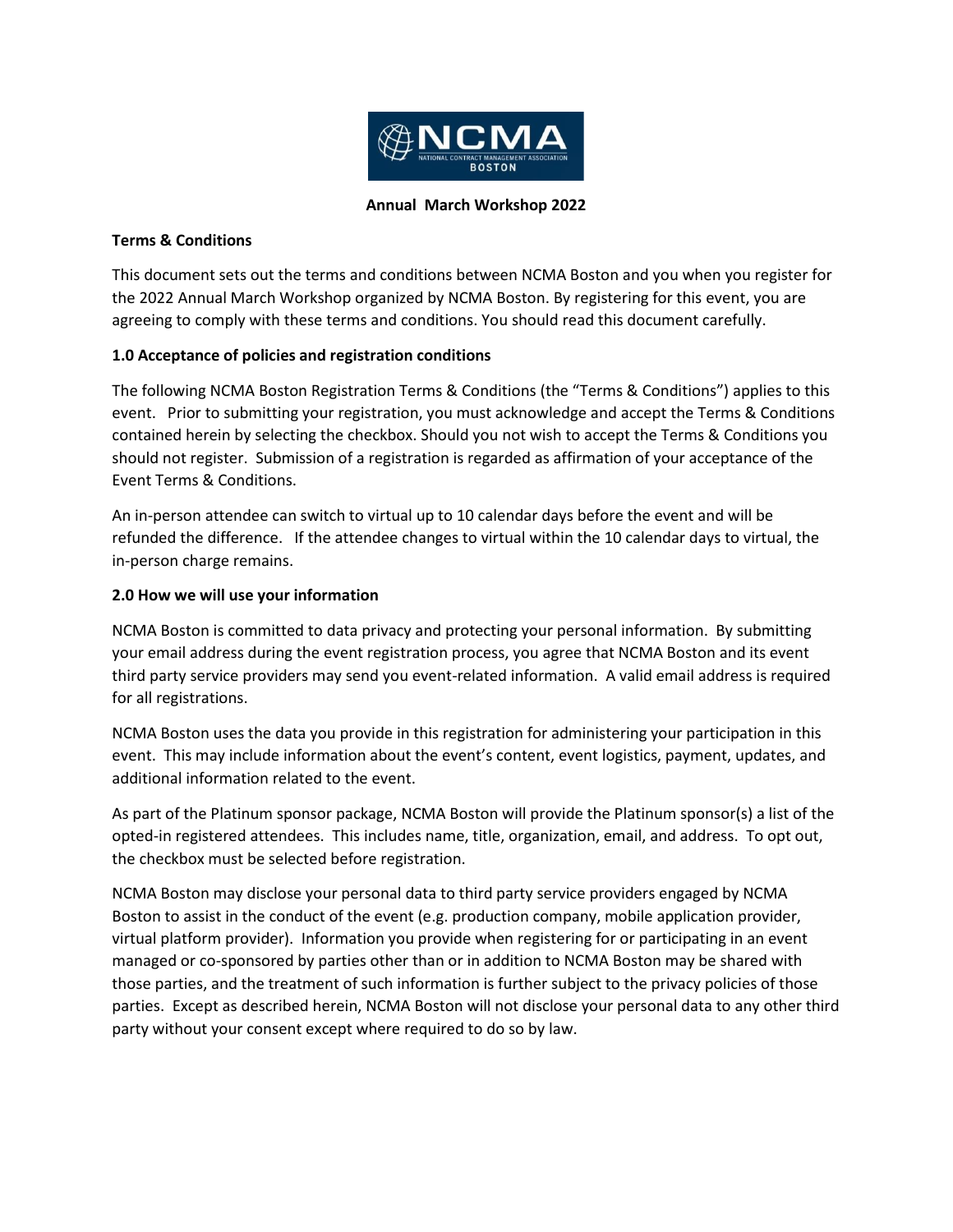**Annual March Workshop 2022**

**Terms & Conditions**

This document sets out the terms and conditions between NCMA Boston and you when you register for the 2022 Annual March Workshop organized by NCMA Boston. By registering for this event, you are agreeing to comply with these terms and conditions. You should read this document carefully.

**1.0 Acceptance of policies and registration conditions**

The following NCMA Boston Registration Terms & Conditions (the "Terms & Conditions") applies to this event. Prior to submitting your registration, you must acknowledge and accept the Terms & Conditions contained herein by selecting the checkbox. Should you not wish to accept the Terms & Conditions you should not register. Submission of a registration is regarded as affirmation of your acceptance of the Event Terms & Conditions.

An in-person attendee can switch to virtual up to 10 calendar days before the event and will be refunded the difference. If the attendee changes to virtual within the 10 calendar days to virtual, the in-person charge remains.

**2.0 How we will use your information**

NCMA Boston is committed to data privacy and protecting your personal information. By submitting your email address during the event registration process, you agree that NCMA Boston and its event third party service providers may send you event-related information. A valid email address is required for all registrations.

NCMA Boston uses the data you provide in this registration for administering your participation in this event. This may include information about the event's content, event logistics, payment, updates, and additional information related to the event.

As part of the Platinum sponsor package, NCMA Boston will provide the Platinum sponsor(s) a list of the opted-in registered attendees. This includes name, title, organization, email, and address. To opt out, the checkbox must be selected before registration.

NCMA Boston may disclose your personal data to third party service providers engaged by NCMA Boston to assist in the conduct of the event (e.g. production company, mobile application provider, virtual platform provider). Information you provide when registering for or participating in an event managed or co-sponsored by parties other than or in addition to NCMA Boston may be shared with those parties, and the treatment of such information is further subject to the privacy policies of those parties. Except as described herein, NCMA Boston will not disclose your personal data to any other third party without your consent except where required to do so by law.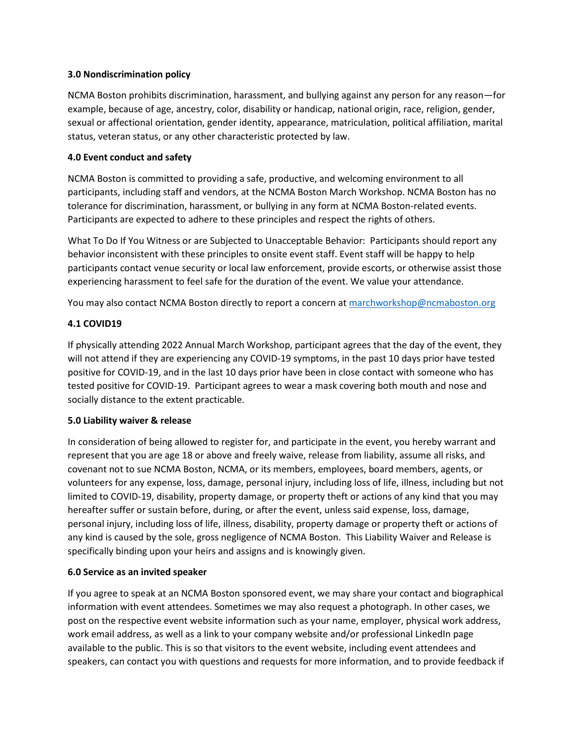### 3.0 Nondiscrimination policy

NCMA Boston prohibits discrimination, harassment, and bullying against any person for any reason—for example, because of age, ancestry, color, disability or handicap, national origin, race, religion, gender, sexual or affectional orientation, gender identity, appearance, matriculation, political affiliation, marital status, veteran status, or any other characteristic protected by law.

### 4.0 Event conduct and safety

NCMA Boston is committed to providing a safe, productive, and welcoming environment to all participants, including staff and vendors, at the NCMA Boston March Workshop. NCMA Boston has no tolerance for discrimination, harassment, or bullying in any form at NCMA Boston-related events. Participants are expected to adhere to these principles and respect the rights of others.

What To Do If You Witness or are Subjected to Unacceptable Behavior: Participants should report any behavior inconsistent with these principles to onsite event staff. Event staff will be happy to help participants contact venue security or local law enforcement, provide escorts, or otherwise assist those experiencing harassment to feel safe for the duration of the event. We value your attendance.

You may also contact NCMA Boston directly to report a concern at [marchworkshop@ncmaboston.org](mailto:marchworkshop@ncmaboston.org)

### 4.1 COVID19

If physically attending 2022 Annual March Workshop, participant agrees that the day of the event, they will not attend if they are experiencing any COVID-19 symptoms, in the past 10 days prior have tested positive for COVID-19, and in the last 10 days prior have been in close contact with someone who has tested positive for COVID-19. Participant agrees to wear a mask covering both mouth and nose and socially distance to the extent practicable.

### 5.0 Liability waiver & release

In consideration of being allowed to register for, and participate in the event, you hereby warrant and represent that you are age 18 or above and freely waive, release from liability, assume all risks, and covenant not to sue NCMA Boston, NCMA, or its members, employees, board members, agents, or volunteers for any expense, loss, damage, personal injury, including loss of life, illness, including but not limited to COVID-19, disability, property damage, or property theft or actions of any kind that you may hereafter suffer or sustain before, during, or after the event, unless said expense, loss, damage, personal injury, including loss of life, illness, disability, property damage or property theft or actions of any kind is caused by the sole, gross negligence of NCMA Boston. This Liability Waiver and Release is specifically binding upon your heirs and assigns and is knowingly given.

### 6.0 Service as an invited speaker

If you agree to speak at an NCMA Boston sponsored event, we may share your contact and biographical information with event attendees. Sometimes we may also request a photograph. In other cases, we post on the respective event website information such as your name, employer, physical work address, work email address, as well as a link to your company website and/or professional LinkedIn page available to the public. This is so that visitors to the event website, including event attendees and speakers, can contact you with questions and requests for more information, and to provide feedback if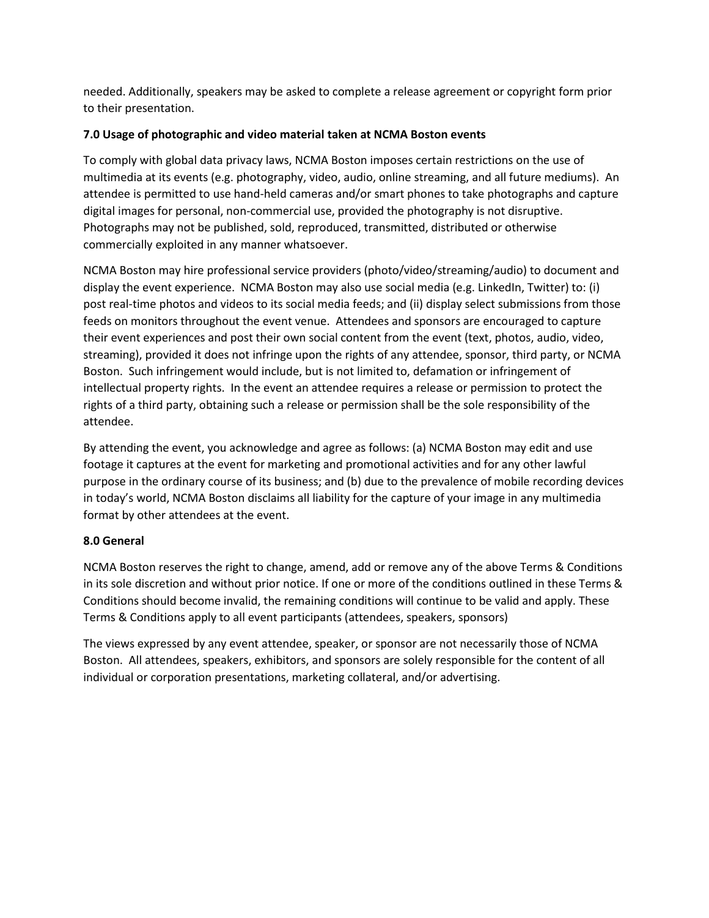needed. Additionally, speakers may be asked to complete a release agreement or copyright form prior to their presentation.

**7.0 Usage of photographic and video material taken at NCMA Boston events**

To comply with global data privacy laws, NCMA Boston imposes certain restrictions on the use of multimedia at its events (e.g. photography, video, audio, online streaming, and all future mediums). An attendee is permitted to use hand-held cameras and/or smart phones to take photographs and capture digital images for personal, non-commercial use, provided the photography is not disruptive. Photographs may not be published, sold, reproduced, transmitted, distributed or otherwise commercially exploited in any manner whatsoever.

NCMA Boston may hire professional service providers (photo/video/streaming/audio) to document and display the event experience. NCMA Boston may also use social media (e.g. LinkedIn, Twitter) to: (i) post real-time photos and videos to its social media feeds; and (ii) display select submissions from those feeds on monitors throughout the event venue. Attendees and sponsors are encouraged to capture their event experiences and post their own social content from the event (text, photos, audio, video, streaming), provided it does not infringe upon the rights of any attendee, sponsor, third party, or NCMA Boston. Such infringement would include, but is not limited to, defamation or infringement of intellectual property rights. In the event an attendee requires a release or permission to protect the rights of a third party, obtaining such a release or permission shall be the sole responsibility of the attendee.

By attending the event, you acknowledge and agree as follows: (a) NCMA Boston may edit and use footage it captures at the event for marketing and promotional activities and for any other lawful purpose in the ordinary course of its business; and (b) due to the prevalence of mobile recording devices in today's world, NCMA Boston disclaims all liability for the capture of your image in any multimedia format by other attendees at the event.

**8.0 General**

NCMA Boston reserves the right to change, amend, add or remove any of the above Terms & Conditions in its sole discretion and without prior notice. If one or more of the conditions outlined in these Terms & Conditions should become invalid, the remaining conditions will continue to be valid and apply. These Terms & Conditions apply to all event participants (attendees, speakers, sponsors)

The views expressed by any event attendee, speaker, or sponsor are not necessarily those of NCMA Boston. All attendees, speakers, exhibitors, and sponsors are solely responsible for the content of all individual or corporation presentations, marketing collateral, and/or advertising.